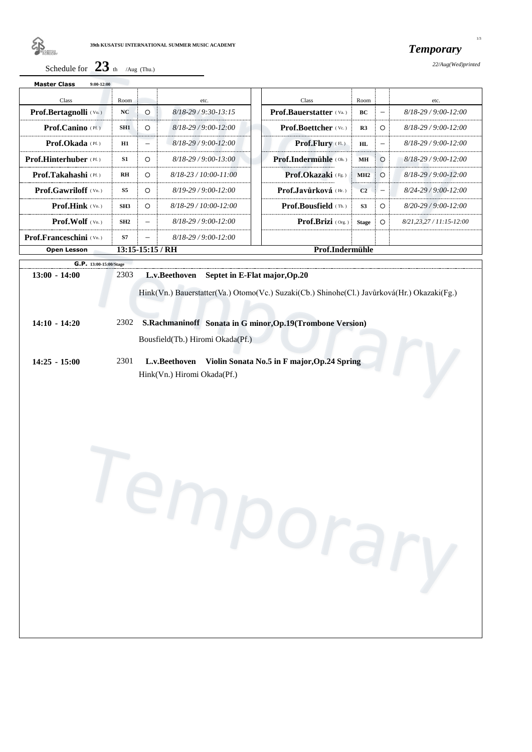39th KUSATSU INTERNATIONAL SUMMER MUSIC ACADEMY

***Temporary***

*22/Aug(Wed)printed*

Schedule for **23** th /Aug (Thu.)

**Master Class** 9:00-12:00

| Class | Room | | etc. | Class | Room | | etc. |
|---|---|---|---|---|---|---|---|
| **Prof.Bertagnolli** (Vo.) | NC | ○ | *8/18-29 / 9:30-13:15* | **Prof.Bauerstatter** (Va.) | BC | – | *8/18-29 / 9:00-12:00* |
| **Prof.Canino** (Pf.) | SH1 | ○ | *8/18-29 / 9:00-12:00* | **Prof.Boettcher** (Vc.) | R3 | ○ | *8/18-29 / 9:00-12:00* |
| **Prof.Okada** (Pf.) | H1 | – | *8/18-29 / 9:00-12:00* | **Prof.Flury** (Fl.) | HL | – | *8/18-29 / 9:00-12:00* |
| **Prof.Hinterhuber** (Pf.) | S1 | ○ | *8/18-29 / 9:00-13:00* | **Prof.Indermühle** (Ob.) | MH | ○ | *8/18-29 / 9:00-12:00* |
| **Prof.Takahashi** (Pf.) | RH | ○ | *8/18-23 / 10:00-11:00* | **Prof.Okazaki** (Fg.) | MH2 | ○ | *8/18-29 / 9:00-12:00* |
| **Prof.Gawriloff** (Vn.) | S5 | ○ | *8/19-29 / 9:00-12:00* | **Prof.Javůrková** (Hr.) | C2 | – | *8/24-29 / 9:00-12:00* |
| **Prof.Hink** (Vn.) | SH3 | ○ | *8/18-29 / 10:00-12:00* | **Prof.Bousfield** (Tb.) | S3 | ○ | *8/20-29 / 9:00-12:00* |
| **Prof.Wolf** (Vn.) | SH2 | – | *8/18-29 / 9:00-12:00* | **Prof.Brizi** (Org.) | Stage | ○ | *8/21,23,27 / 11:15-12:00* |
| **Prof.Franceschini** (Vn.) | S7 | – | *8/18-29 / 9:00-12:00* | | | | |

**Open Lesson** 13:15-15:15 / RH — **Prof.Indermühle**

**G.P.** 13:00-15:00/Stage

**13:00 - 14:00** 2303 **L.v.Beethoven Septet in E-Flat major,Op.20**
Hink(Vn.) Bauerstatter(Va.) Otomo(Vc.) Suzaki(Cb.) Shinohe(Cl.) Javůrková(Hr.) Okazaki(Fg.)

**14:10 - 14:20** 2302 **S.Rachmaninoff Sonata in G minor,Op.19(Trombone Version)**
Bousfield(Tb.) Hiromi Okada(Pf.)

**14:25 - 15:00** 2301 **L.v.Beethoven Violin Sonata No.5 in F major,Op.24 Spring**
Hink(Vn.) Hiromi Okada(Pf.)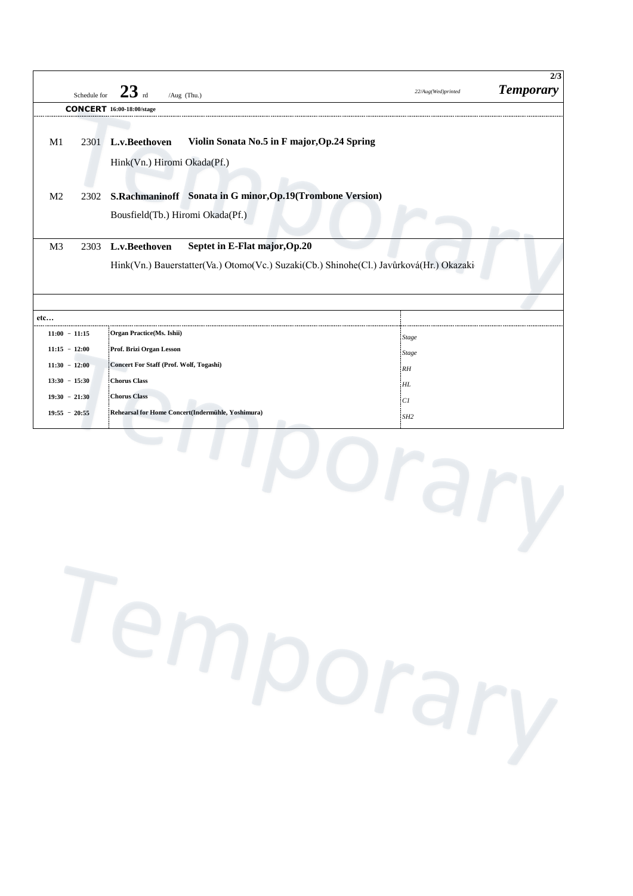Schedule for **23** rd /Aug (Thu.) — *22/Aug(Wed)printed* — ***Temporary***

**CONCERT** 16:00-18:00/stage

| | | | |
|---|---|---|---|
| M1 | 2301 | **L.v.Beethoven** | **Violin Sonata No.5 in F major,Op.24 Spring** |
| | | Hink(Vn.) Hiromi Okada(Pf.) | |
| M2 | 2302 | **S.Rachmaninoff** | **Sonata in G minor,Op.19(Trombone Version)** |
| | | Bousfield(Tb.) Hiromi Okada(Pf.) | |
| M3 | 2303 | **L.v.Beethoven** | **Septet in E-Flat major,Op.20** |
| | | Hink(Vn.) Bauerstatter(Va.) Otomo(Vc.) Suzaki(Cb.) Shinohe(Cl.) Javůrková(Hr.) Okazaki | |

**etc…**

| Time | Event | Place |
|---|---|---|
| 11:00 - 11:15 | Organ Practice(Ms. Ishii) | *Stage* |
| 11:15 - 12:00 | Prof. Brizi Organ Lesson | *Stage* |
| 11:30 - 12:00 | Concert For Staff (Prof. Wolf, Togashi) | *RH* |
| 13:30 - 15:30 | Chorus Class | *HL* |
| 19:30 - 21:30 | Chorus Class | *C1* |
| 19:55 - 20:55 | Rehearsal for Home Concert(Indermühle, Yoshimura) | *SH2* |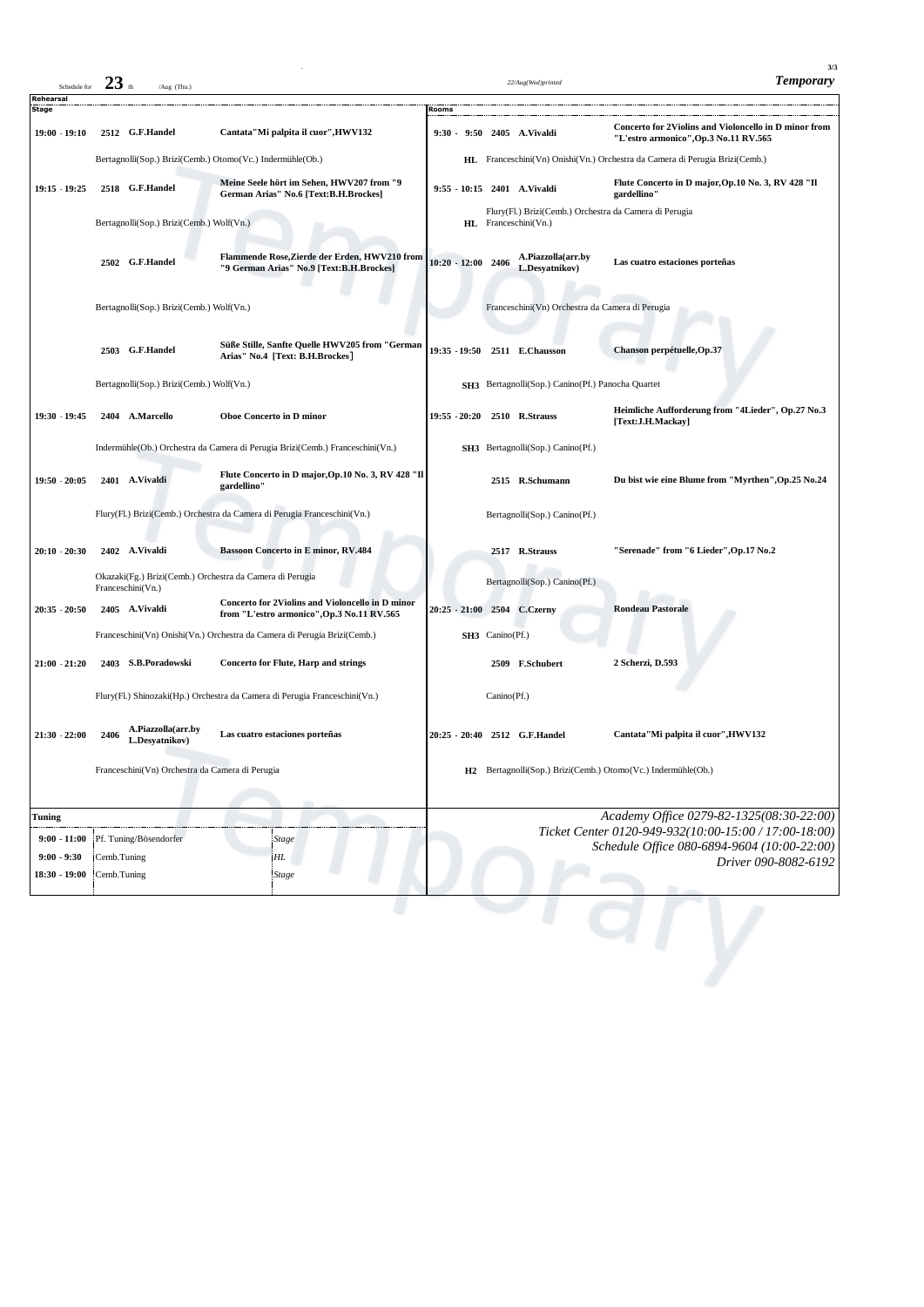Schedule for **23** th /Aug (Thu.)

22/Aug(Wed)printed

***Temporary***

## Rehearsal

### Stage

| Time | No. | Composer | Work |
|---|---|---|---|
| 19:00 - 19:10 | 2512 | G.F.Handel | Cantata"Mi palpita il cuor",HWV132 |
| | | Bertagnolli(Sop.) Brizi(Cemb.) Otomo(Vc.) Indermühle(Ob.) | |
| 19:15 - 19:25 | 2518 | G.F.Handel | Meine Seele hört im Sehen, HWV207 from "9 German Arias" No.6 [Text:B.H.Brockes] |
| | | Bertagnolli(Sop.) Brizi(Cemb.) Wolf(Vn.) | |
| | 2502 | G.F.Handel | Flammende Rose,Zierde der Erden, HWV210 from "9 German Arias" No.9 [Text:B.H.Brockes] |
| | | Bertagnolli(Sop.) Brizi(Cemb.) Wolf(Vn.) | |
| | 2503 | G.F.Handel | Süße Stille, Sanfte Quelle HWV205 from "German Arias" No.4 [Text: B.H.Brockes] |
| | | Bertagnolli(Sop.) Brizi(Cemb.) Wolf(Vn.) | |
| 19:30 - 19:45 | 2404 | A.Marcello | Oboe Concerto in D minor |
| | | Indermühle(Ob.) Orchestra da Camera di Perugia Brizi(Cemb.) Franceschini(Vn.) | |
| 19:50 - 20:05 | 2401 | A.Vivaldi | Flute Concerto in D major,Op.10 No. 3, RV 428 "Il gardellino" |
| | | Flury(Fl.) Brizi(Cemb.) Orchestra da Camera di Perugia Franceschini(Vn.) | |
| 20:10 - 20:30 | 2402 | A.Vivaldi | Bassoon Concerto in E minor, RV.484 |
| | | Okazaki(Fg.) Brizi(Cemb.) Orchestra da Camera di Perugia Franceschini(Vn.) | |
| 20:35 - 20:50 | 2405 | A.Vivaldi | Concerto for 2Violins and Violoncello in D minor from "L'estro armonico",Op.3 No.11 RV.565 |
| | | Franceschini(Vn) Onishi(Vn.) Orchestra da Camera di Perugia Brizi(Cemb.) | |
| 21:00 - 21:20 | 2403 | S.B.Poradowski | Concerto for Flute, Harp and strings |
| | | Flury(Fl.) Shinozaki(Hp.) Orchestra da Camera di Perugia Franceschini(Vn.) | |
| 21:30 - 22:00 | 2406 | A.Piazzolla(arr.by L.Desyatnikov) | Las cuatro estaciones porteñas |
| | | Franceschini(Vn) Orchestra da Camera di Perugia | |

### Rooms

| Time | Room | No. | Composer | Work |
|---|---|---|---|---|
| 9:30 - 9:50 | | 2405 | A.Vivaldi | Concerto for 2Violins and Violoncello in D minor from "L'estro armonico",Op.3 No.11 RV.565 |
| | HL | | Franceschini(Vn) Onishi(Vn.) Orchestra da Camera di Perugia Brizi(Cemb.) | |
| 9:55 - 10:15 | | 2401 | A.Vivaldi | Flute Concerto in D major,Op.10 No. 3, RV 428 "Il gardellino" |
| | HL | | Flury(Fl.) Brizi(Cemb.) Orchestra da Camera di Perugia Franceschini(Vn.) | |
| 10:20 - 12:00 | | 2406 | A.Piazzolla(arr.by L.Desyatnikov) | Las cuatro estaciones porteñas |
| | | | Franceschini(Vn) Orchestra da Camera di Perugia | |
| 19:35 - 19:50 | | 2511 | E.Chausson | Chanson perpétuelle,Op.37 |
| | SH3 | | Bertagnolli(Sop.) Canino(Pf.) Panocha Quartet | |
| 19:55 - 20:20 | | 2510 | R.Strauss | Heimliche Aufforderung from "4Lieder", Op.27 No.3 [Text:J.H.Mackay] |
| | SH3 | | Bertagnolli(Sop.) Canino(Pf.) | |
| | | 2515 | R.Schumann | Du bist wie eine Blume from "Myrthen",Op.25 No.24 |
| | | | Bertagnolli(Sop.) Canino(Pf.) | |
| | | 2517 | R.Strauss | "Serenade" from "6 Lieder",Op.17 No.2 |
| | | | Bertagnolli(Sop.) Canino(Pf.) | |
| 20:25 - 21:00 | | 2504 | C.Czerny | Rondeau Pastorale |
| | SH3 | | Canino(Pf.) | |
| | | 2509 | F.Schubert | 2 Scherzi, D.593 |
| | | | Canino(Pf.) | |
| 20:25 - 20:40 | | 2512 | G.F.Handel | Cantata"Mi palpita il cuor",HWV132 |
| | H2 | | Bertagnolli(Sop.) Brizi(Cemb.) Otomo(Vc.) Indermühle(Ob.) | |

## Tuning

| Time | Tuning | Place |
|---|---|---|
| 9:00 - 11:00 | Pf. Tuning/Bösendorfer | Stage |
| 9:00 - 9:30 | Cemb.Tuning | HL |
| 18:30 - 19:00 | Cemb.Tuning | Stage |

*Academy Office 0279-82-1325(08:30-22:00)*
*Ticket Center 0120-949-932(10:00-15:00 / 17:00-18:00)*
*Schedule Office 080-6894-9604 (10:00-22:00)*
*Driver 090-8082-6192*